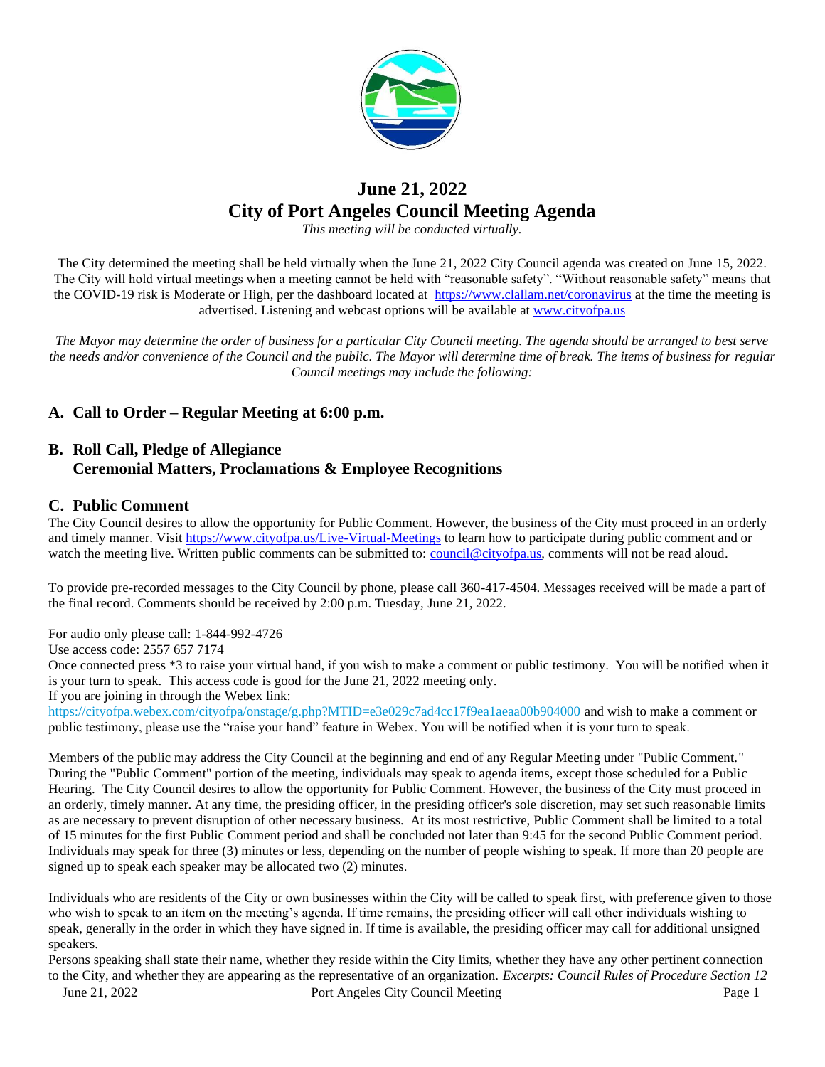# June 21, 2022
# City of Port Angeles Council Meeting Agenda

*This meeting will be conducted virtually.*

The City determined the meeting shall be held virtually when the June 21, 2022 City Council agenda was created on June 15, 2022. The City will hold virtual meetings when a meeting cannot be held with "reasonable safety". "Without reasonable safety" means that the COVID-19 risk is Moderate or High, per the dashboard located at https://www.clallam.net/coronavirus at the time the meeting is advertised. Listening and webcast options will be available at www.cityofpa.us

*The Mayor may determine the order of business for a particular City Council meeting. The agenda should be arranged to best serve the needs and/or convenience of the Council and the public. The Mayor will determine time of break. The items of business for regular Council meetings may include the following:*

## A. Call to Order – Regular Meeting at 6:00 p.m.

## B. Roll Call, Pledge of Allegiance
## Ceremonial Matters, Proclamations & Employee Recognitions

## C. Public Comment

The City Council desires to allow the opportunity for Public Comment. However, the business of the City must proceed in an orderly and timely manner. Visit https://www.cityofpa.us/Live-Virtual-Meetings to learn how to participate during public comment and or watch the meeting live. Written public comments can be submitted to: council@cityofpa.us, comments will not be read aloud.

To provide pre-recorded messages to the City Council by phone, please call 360-417-4504. Messages received will be made a part of the final record. Comments should be received by 2:00 p.m. Tuesday, June 21, 2022.

For audio only please call: 1-844-992-4726
Use access code: 2557 657 7174
Once connected press *3 to raise your virtual hand, if you wish to make a comment or public testimony. You will be notified when it is your turn to speak. This access code is good for the June 21, 2022 meeting only.
If you are joining in through the Webex link:
https://cityofpa.webex.com/cityofpa/onstage/g.php?MTID=e3e029c7ad4cc17f9ea1aeaa00b904000 and wish to make a comment or public testimony, please use the "raise your hand" feature in Webex. You will be notified when it is your turn to speak.

Members of the public may address the City Council at the beginning and end of any Regular Meeting under "Public Comment." During the "Public Comment" portion of the meeting, individuals may speak to agenda items, except those scheduled for a Public Hearing. The City Council desires to allow the opportunity for Public Comment. However, the business of the City must proceed in an orderly, timely manner. At any time, the presiding officer, in the presiding officer's sole discretion, may set such reasonable limits as are necessary to prevent disruption of other necessary business. At its most restrictive, Public Comment shall be limited to a total of 15 minutes for the first Public Comment period and shall be concluded not later than 9:45 for the second Public Comment period. Individuals may speak for three (3) minutes or less, depending on the number of people wishing to speak. If more than 20 people are signed up to speak each speaker may be allocated two (2) minutes.

Individuals who are residents of the City or own businesses within the City will be called to speak first, with preference given to those who wish to speak to an item on the meeting's agenda. If time remains, the presiding officer will call other individuals wishing to speak, generally in the order in which they have signed in. If time is available, the presiding officer may call for additional unsigned speakers.
Persons speaking shall state their name, whether they reside within the City limits, whether they have any other pertinent connection to the City, and whether they are appearing as the representative of an organization. *Excerpts: Council Rules of Procedure Section 12*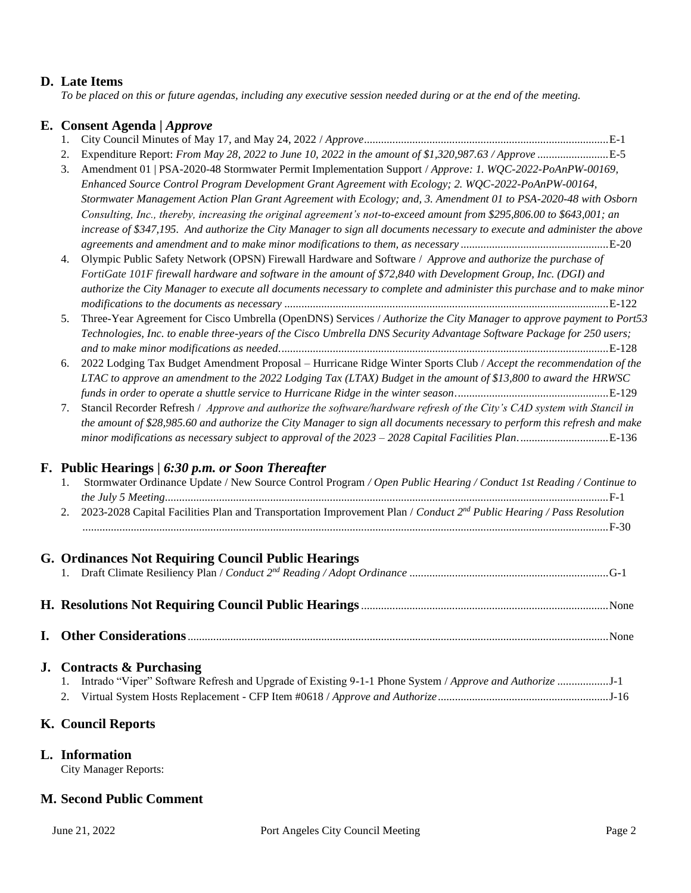## D. Late Items

*To be placed on this or future agendas, including any executive session needed during or at the end of the meeting.*

## E. Consent Agenda | *Approve*

1. City Council Minutes of May 17, and May 24, 2022 / *Approve* .......................................................................................... E-1
2. Expenditure Report: *From May 28, 2022 to June 10, 2022 in the amount of $1,320,987.63 / Approve* ......................... E-5
3. Amendment 01 | PSA-2020-48 Stormwater Permit Implementation Support / *Approve: 1. WQC-2022-PoAnPW-00169, Enhanced Source Control Program Development Grant Agreement with Ecology; 2. WQC-2022-PoAnPW-00164, Stormwater Management Action Plan Grant Agreement with Ecology; and, 3. Amendment 01 to PSA-2020-48 with Osborn Consulting, Inc., thereby, increasing the original agreement's not-to-exceed amount from $295,806.00 to $643,001; an increase of $347,195. And authorize the City Manager to sign all documents necessary to execute and administer the above agreements and amendment and to make minor modifications to them, as necessary* ................................................... E-20
4. Olympic Public Safety Network (OPSN) Firewall Hardware and Software / *Approve and authorize the purchase of FortiGate 101F firewall hardware and software in the amount of $72,840 with Development Group, Inc. (DGI) and authorize the City Manager to execute all documents necessary to complete and administer this purchase and to make minor modifications to the documents as necessary* ................................................................................................................. E-122
5. Three-Year Agreement for Cisco Umbrella (OpenDNS) Services / *Authorize the City Manager to approve payment to Port53 Technologies, Inc. to enable three-years of the Cisco Umbrella DNS Security Advantage Software Package for 250 users; and to make minor modifications as needed*. .................................................................................................................. E-128
6. 2022 Lodging Tax Budget Amendment Proposal – Hurricane Ridge Winter Sports Club / *Accept the recommendation of the LTAC to approve an amendment to the 2022 Lodging Tax (LTAX) Budget in the amount of $13,800 to award the HRWSC funds in order to operate a shuttle service to Hurricane Ridge in the winter season*..................................................... E-129
7. Stancil Recorder Refresh / *Approve and authorize the software/hardware refresh of the City's CAD system with Stancil in the amount of $28,985.60 and authorize the City Manager to sign all documents necessary to perform this refresh and make minor modifications as necessary subject to approval of the 2023 – 2028 Capital Facilities Plan*. .............................. E-136

## F. Public Hearings | *6:30 p.m. or Soon Thereafter*

1. Stormwater Ordinance Update / New Source Control Program */ Open Public Hearing / Conduct 1st Reading / Continue to the July 5 Meeting*........................................................................................................................................................ F-1
2. 2023-2028 Capital Facilities Plan and Transportation Improvement Plan / *Conduct 2nd Public Hearing / Pass Resolution* ........................................................................................................................................................................ F-30

## G. Ordinances Not Requiring Council Public Hearings

1. Draft Climate Resiliency Plan / *Conduct 2nd Reading / Adopt Ordinance* ..................................................................... G-1

## H. Resolutions Not Requiring Council Public Hearings ...................................................................................... None

## I. Other Considerations ................................................................................................................................................... None

## J. Contracts & Purchasing

1. Intrado "Viper" Software Refresh and Upgrade of Existing 9-1-1 Phone System / *Approve and Authorize* .................. J-1
2. Virtual System Hosts Replacement - CFP Item #0618 / *Approve and Authorize* ............................................................ J-16

## K. Council Reports

## L. Information

City Manager Reports:

## M. Second Public Comment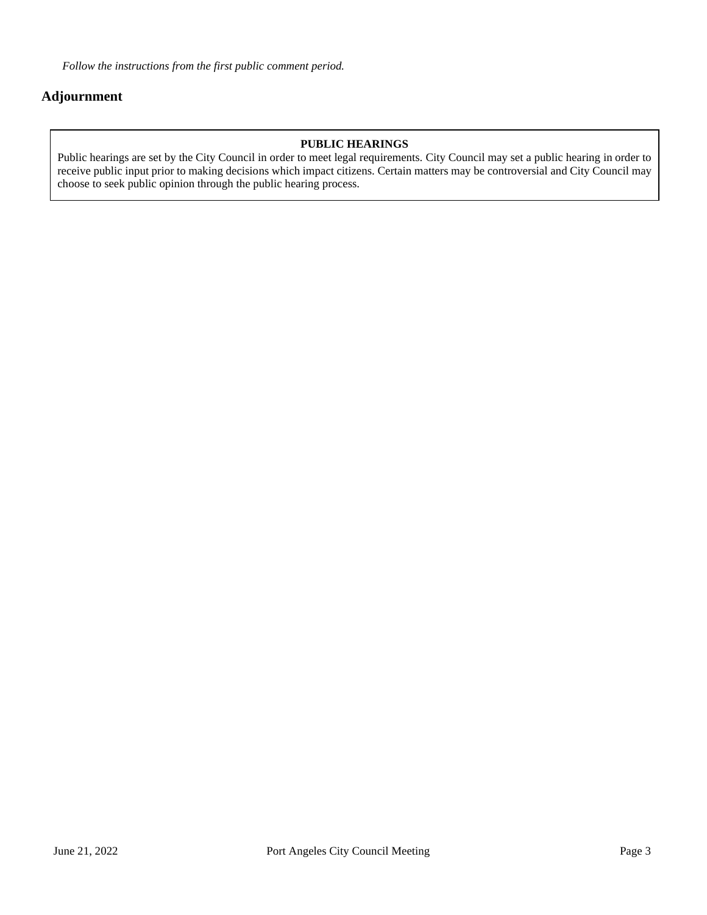*Follow the instructions from the first public comment period.*

## Adjournment

**PUBLIC HEARINGS**

Public hearings are set by the City Council in order to meet legal requirements. City Council may set a public hearing in order to receive public input prior to making decisions which impact citizens. Certain matters may be controversial and City Council may choose to seek public opinion through the public hearing process.